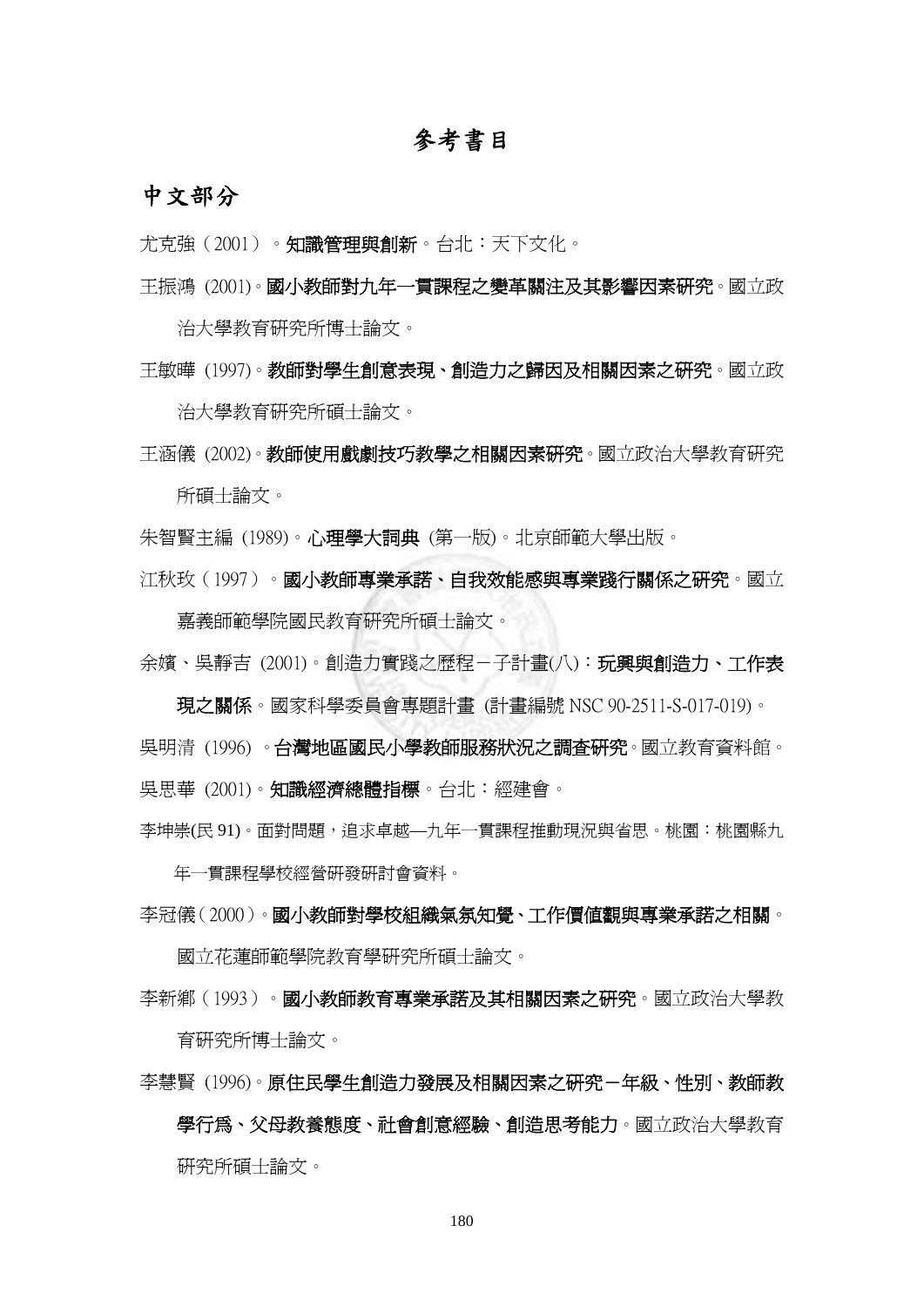# 參考書目

## 中文部分

尤克強（2001）。**知識管理與創新**。台北：天下文化。

王振鴻 (2001)。**國小教師對九年一貫課程之變革關注及其影響因素研究**。國立政治大學教育研究所博士論文。

王敏曄 (1997)。**教師對學生創意表現、創造力之歸因及相關因素之研究**。國立政治大學教育研究所碩士論文。

王涵儀 (2002)。**教師使用戲劇技巧教學之相關因素研究**。國立政治大學教育研究所碩士論文。

朱智賢主編 (1989)。**心理學大詞典** (第一版)。北京師範大學出版。

江秋玫（1997）。**國小教師專業承諾、自我效能感與專業踐行關係之研究**。國立嘉義師範學院國民教育研究所碩士論文。

余嬪、吳靜吉 (2001)。創造力實踐之歷程－子計畫(八)：**玩興與創造力、工作表現之關係**。國家科學委員會專題計畫 (計畫編號 NSC 90-2511-S-017-019)。

吳明清 (1996) 。**台灣地區國民小學教師服務狀況之調查研究**。國立教育資料館。

吳思華 (2001)。**知識經濟總體指標**。台北：經建會。

李坤崇(民 91)。面對問題，追求卓越—九年一貫課程推動現況與省思。桃園：桃園縣九年一貫課程學校經營研發研討會資料。

李冠儀（2000）。**國小教師對學校組織氣氛知覺、工作價值觀與專業承諾之相關**。國立花蓮師範學院教育學研究所碩士論文。

李新鄉（1993）。**國小教師教育專業承諾及其相關因素之研究**。國立政治大學教育研究所博士論文。

李慧賢 (1996)。**原住民學生創造力發展及相關因素之研究－年級、性別、教師教學行為、父母教養態度、社會創意經驗、創造思考能力**。國立政治大學教育研究所碩士論文。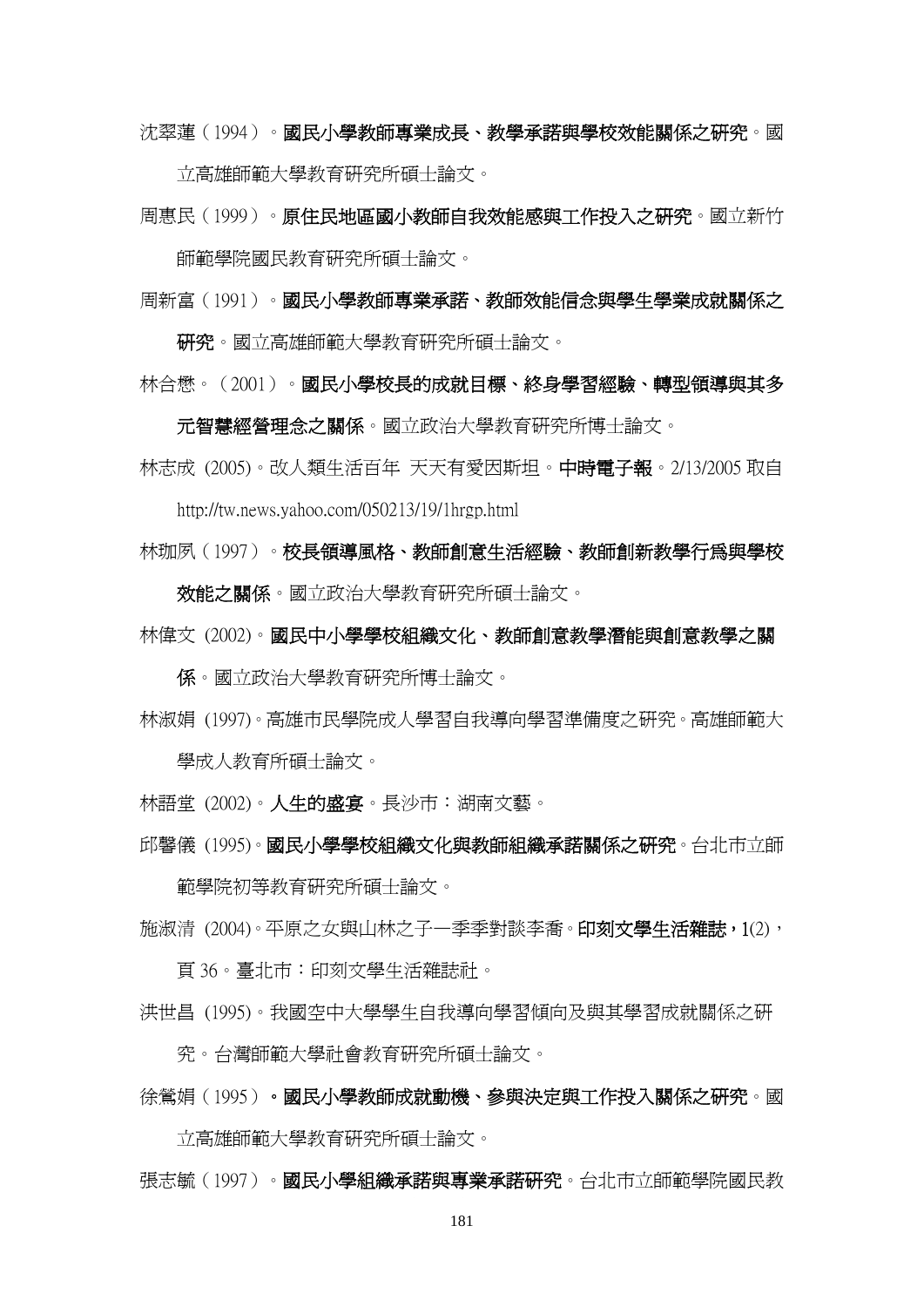沈翠蓮（1994）。**國民小學教師專業成長、教學承諾與學校效能關係之研究**。國立高雄師範大學教育研究所碩士論文。

周惠民（1999）。**原住民地區國小教師自我效能感與工作投入之研究**。國立新竹師範學院國民教育研究所碩士論文。

周新富（1991）。**國民小學教師專業承諾、教師效能信念與學生學業成就關係之研究**。國立高雄師範大學教育研究所碩士論文。

林合懋。（2001）。**國民小學校長的成就目標、終身學習經驗、轉型領導與其多元智慧經營理念之關係**。國立政治大學教育研究所博士論文。

林志成 (2005)。改人類生活百年 天天有愛因斯坦。**中時電子報**。2/13/2005 取自 http://tw.news.yahoo.com/050213/19/1hrgp.html

林珈夙（1997）。**校長領導風格、教師創意生活經驗、教師創新教學行為與學校效能之關係**。國立政治大學教育研究所碩士論文。

林偉文 (2002)。**國民中小學學校組織文化、教師創意教學潛能與創意教學之關係**。國立政治大學教育研究所博士論文。

林淑娟 (1997)。高雄市民學院成人學習自我導向學習準備度之研究。高雄師範大學成人教育所碩士論文。

林語堂 (2002)。**人生的盛宴**。長沙市：湖南文藝。

邱馨儀 (1995)。**國民小學學校組織文化與教師組織承諾關係之研究**。台北市立師範學院初等教育研究所碩士論文。

施淑清 (2004)。平原之女與山林之子─季季對談李喬。**印刻文學生活雜誌，1**(2)，頁 36。臺北市：印刻文學生活雜誌社。

洪世昌 (1995)。我國空中大學學生自我導向學習傾向及與其學習成就關係之研究。台灣師範大學社會教育研究所碩士論文。

徐鶯娟（1995）**。國民小學教師成就動機、參與決定與工作投入關係之研究**。國立高雄師範大學教育研究所碩士論文。

張志毓（1997）。**國民小學組織承諾與專業承諾研究**。台北市立師範學院國民教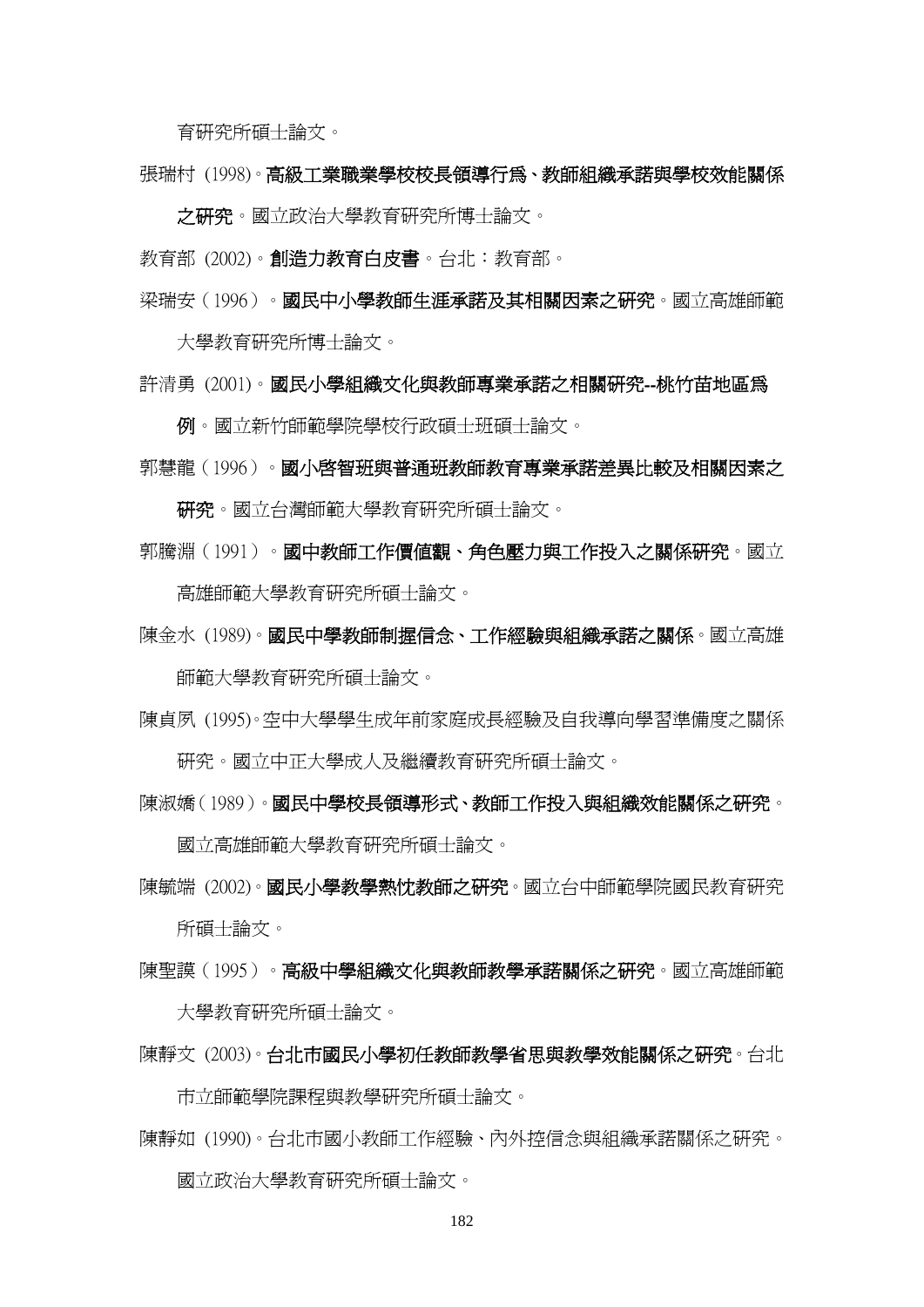育研究所碩士論文。

張瑞村 (1998)。**高級工業職業學校校長領導行為、教師組織承諾與學校效能關係之研究**。國立政治大學教育研究所博士論文。

教育部 (2002)。**創造力教育白皮書**。台北：教育部。

梁瑞安（1996）。**國民中小學教師生涯承諾及其相關因素之研究**。國立高雄師範大學教育研究所博士論文。

許清勇 (2001)。**國民小學組織文化與教師專業承諾之相關研究--桃竹苗地區為例**。國立新竹師範學院學校行政碩士班碩士論文。

郭慧龍（1996）。**國小啟智班與普通班教師教育專業承諾差異比較及相關因素之研究**。國立台灣師範大學教育研究所碩士論文。

郭騰淵（1991）。**國中教師工作價值觀、角色壓力與工作投入之關係研究**。國立高雄師範大學教育研究所碩士論文。

陳金水 (1989)。**國民中學教師制握信念、工作經驗與組織承諾之關係**。國立高雄師範大學教育研究所碩士論文。

陳貞夙 (1995)。空中大學學生成年前家庭成長經驗及自我導向學習準備度之關係研究。國立中正大學成人及繼續教育研究所碩士論文。

陳淑嬌（1989）。**國民中學校長領導形式、教師工作投入與組織效能關係之研究**。國立高雄師範大學教育研究所碩士論文。

陳毓端 (2002)。**國民小學教學熱忱教師之研究**。國立台中師範學院國民教育研究所碩士論文。

陳聖謨（1995）。**高級中學組織文化與教師教學承諾關係之研究**。國立高雄師範大學教育研究所碩士論文。

陳靜文 (2003)。**台北市國民小學初任教師教學省思與教學效能關係之研究**。台北市立師範學院課程與教學研究所碩士論文。

陳靜如 (1990)。台北市國小教師工作經驗、內外控信念與組織承諾關係之研究。國立政治大學教育研究所碩士論文。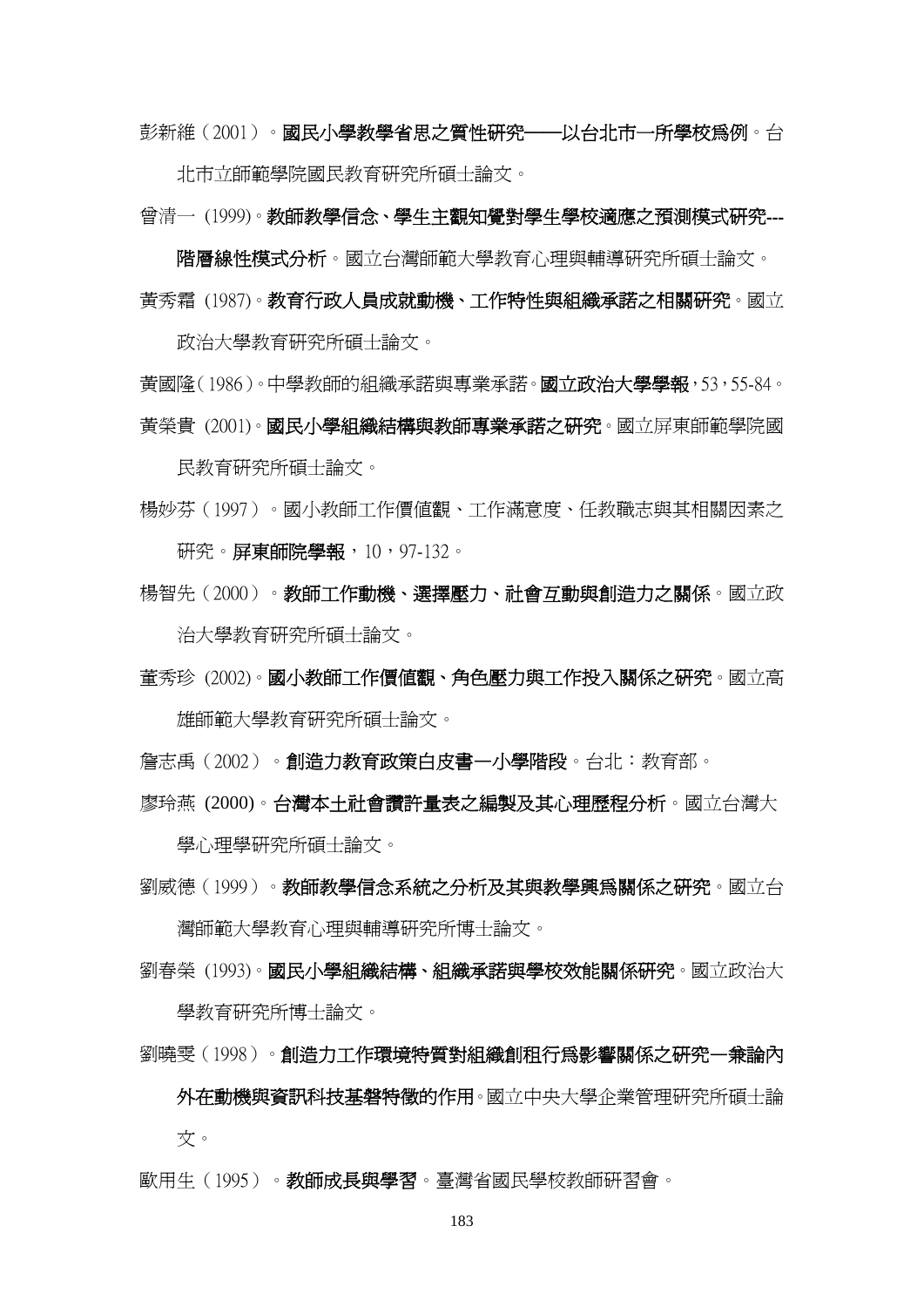彭新維（2001）。**國民小學教學省思之質性研究──以台北市一所學校爲例**。台北市立師範學院國民教育研究所碩士論文。

曾清一 (1999)。**教師教學信念、學生主觀知覺對學生學校適應之預測模式研究---階層線性模式分析**。國立台灣師範大學教育心理與輔導研究所碩士論文。

黃秀霜 (1987)。**教育行政人員成就動機、工作特性與組織承諾之相關研究**。國立政治大學教育研究所碩士論文。

黃國隆（1986）。中學教師的組織承諾與專業承諾。**國立政治大學學報**，53，55-84。

黃榮貴 (2001)。**國民小學組織結構與教師專業承諾之研究**。國立屏東師範學院國民教育研究所碩士論文。

楊妙芬（1997）。國小教師工作價值觀、工作滿意度、任教職志與其相關因素之研究。**屏東師院學報**，10，97-132。

楊智先（2000）。**教師工作動機、選擇壓力、社會互動與創造力之關係**。國立政治大學教育研究所碩士論文。

董秀珍 (2002)。**國小教師工作價值觀、角色壓力與工作投入關係之研究**。國立高雄師範大學教育研究所碩士論文。

詹志禹（2002）。**創造力教育政策白皮書—小學階段**。台北：教育部。

廖玲燕 (2000)。**台灣本土社會讚許量表之編製及其心理歷程分析**。國立台灣大學心理學研究所碩士論文。

劉威德（1999）。**教師教學信念系統之分析及其與教學興爲關係之研究**。國立台灣師範大學教育心理與輔導研究所博士論文。

劉春榮 (1993)。**國民小學組織結構、組織承諾與學校效能關係研究**。國立政治大學教育研究所博士論文。

劉曉雯（1998）。**創造力工作環境特質對組織創租行爲影響關係之研究—兼論內外在動機與資訊科技基礎特徵的作用**。國立中央大學企業管理研究所碩士論文。

歐用生（1995）。**教師成長與學習**。臺灣省國民學校教師研習會。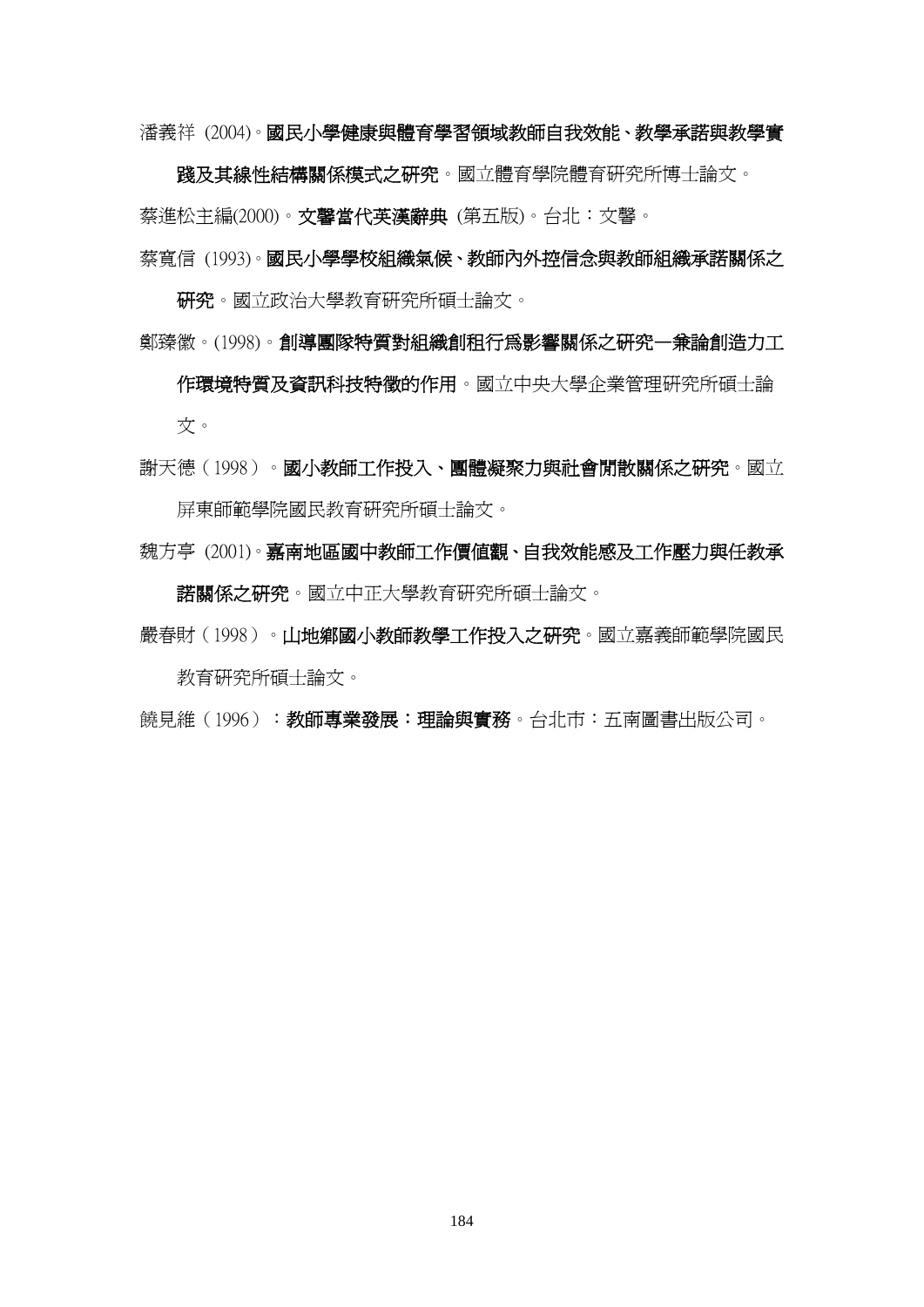潘義祥 (2004)。**國民小學健康與體育學習領域教師自我效能、教學承諾與教學實踐及其線性結構關係模式之研究**。國立體育學院體育研究所博士論文。

蔡進松主編(2000)。**文馨當代英漢辭典** (第五版)。台北：文馨。

蔡寬信 (1993)。**國民小學學校組織氣候、教師內外控信念與教師組織承諾關係之研究**。國立政治大學教育研究所碩士論文。

鄭臻徽。(1998)。**創導團隊特質對組織創租行為影響關係之研究—兼論創造力工作環境特質及資訊科技特徵的作用**。國立中央大學企業管理研究所碩士論文。

謝天德（1998）。**國小教師工作投入、團體凝聚力與社會閒散關係之研究**。國立屏東師範學院國民教育研究所碩士論文。

魏方亭 (2001)。**嘉南地區國中教師工作價值觀、自我效能感及工作壓力與任教承諾關係之研究**。國立中正大學教育研究所碩士論文。

嚴春財（1998）。**山地鄉國小教師教學工作投入之研究**。國立嘉義師範學院國民教育研究所碩士論文。

饒見維（1996）：**教師專業發展：理論與實務**。台北市：五南圖書出版公司。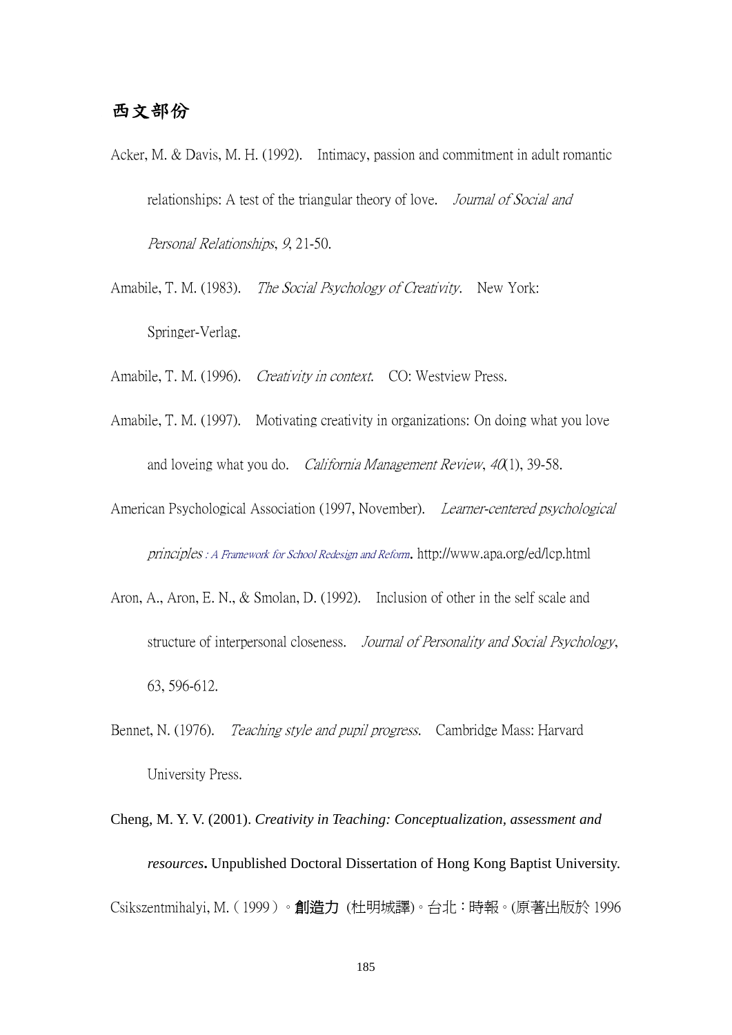## 西文部份

Acker, M. & Davis, M. H. (1992). Intimacy, passion and commitment in adult romantic relationships: A test of the triangular theory of love. *Journal of Social and Personal Relationships*, *9*, 21-50.

Amabile, T. M. (1983). *The Social Psychology of Creativity*. New York: Springer-Verlag.

Amabile, T. M. (1996). *Creativity in context*. CO: Westview Press.

Amabile, T. M. (1997). Motivating creativity in organizations: On doing what you love and loveing what you do. *California Management Review*, *40*(1), 39-58.

American Psychological Association (1997, November). *Learner-centered psychological principles : A Framework for School Redesign and Reform*. http://www.apa.org/ed/lcp.html

Aron, A., Aron, E. N., & Smolan, D. (1992). Inclusion of other in the self scale and structure of interpersonal closeness. *Journal of Personality and Social Psychology*, 63, 596-612.

Bennet, N. (1976). *Teaching style and pupil progress*. Cambridge Mass: Harvard University Press.

Cheng, M. Y. V. (2001). *Creativity in Teaching: Conceptualization, assessment and resources***.** Unpublished Doctoral Dissertation of Hong Kong Baptist University.

Csikszentmihalyi, M.（1999）。**創造力** (杜明城譯)。台北：時報。(原著出版於 1996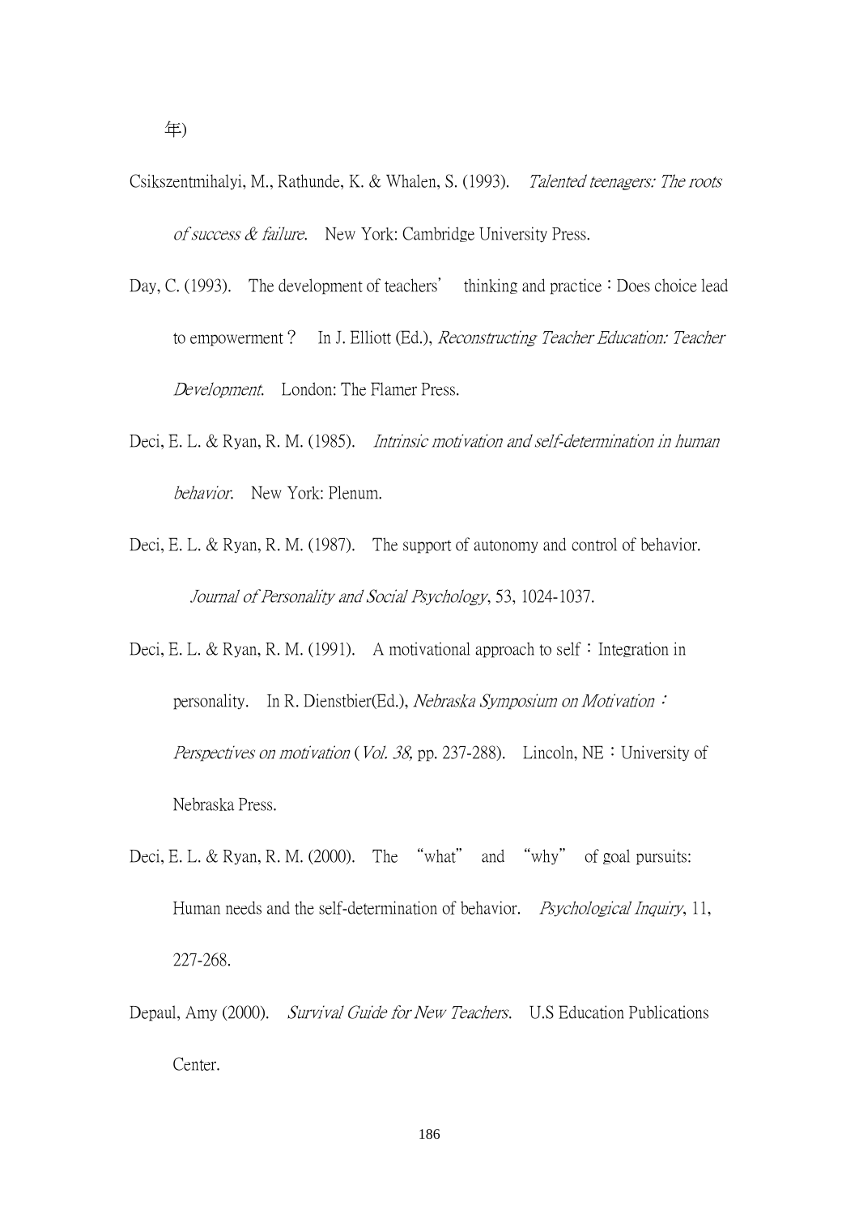年)

Csikszentmihalyi, M., Rathunde, K. & Whalen, S. (1993). *Talented teenagers: The roots of success & failure*. New York: Cambridge University Press.

Day, C. (1993). The development of teachers' thinking and practice：Does choice lead to empowerment？ In J. Elliott (Ed.), *Reconstructing Teacher Education: Teacher Development*. London: The Flamer Press.

Deci, E. L. & Ryan, R. M. (1985). *Intrinsic motivation and self-determination in human behavior*. New York: Plenum.

Deci, E. L. & Ryan, R. M. (1987). The support of autonomy and control of behavior. *Journal of Personality and Social Psychology*, 53, 1024-1037.

Deci, E. L. & Ryan, R. M. (1991). A motivational approach to self：Integration in personality. In R. Dienstbier(Ed.), *Nebraska Symposium on Motivation：Perspectives on motivation* (*Vol. 38*, pp. 237-288). Lincoln, NE：University of Nebraska Press.

Deci, E. L. & Ryan, R. M. (2000). The "what" and "why" of goal pursuits: Human needs and the self-determination of behavior. *Psychological Inquiry*, 11, 227-268.

Depaul, Amy (2000). *Survival Guide for New Teachers*. U.S Education Publications Center.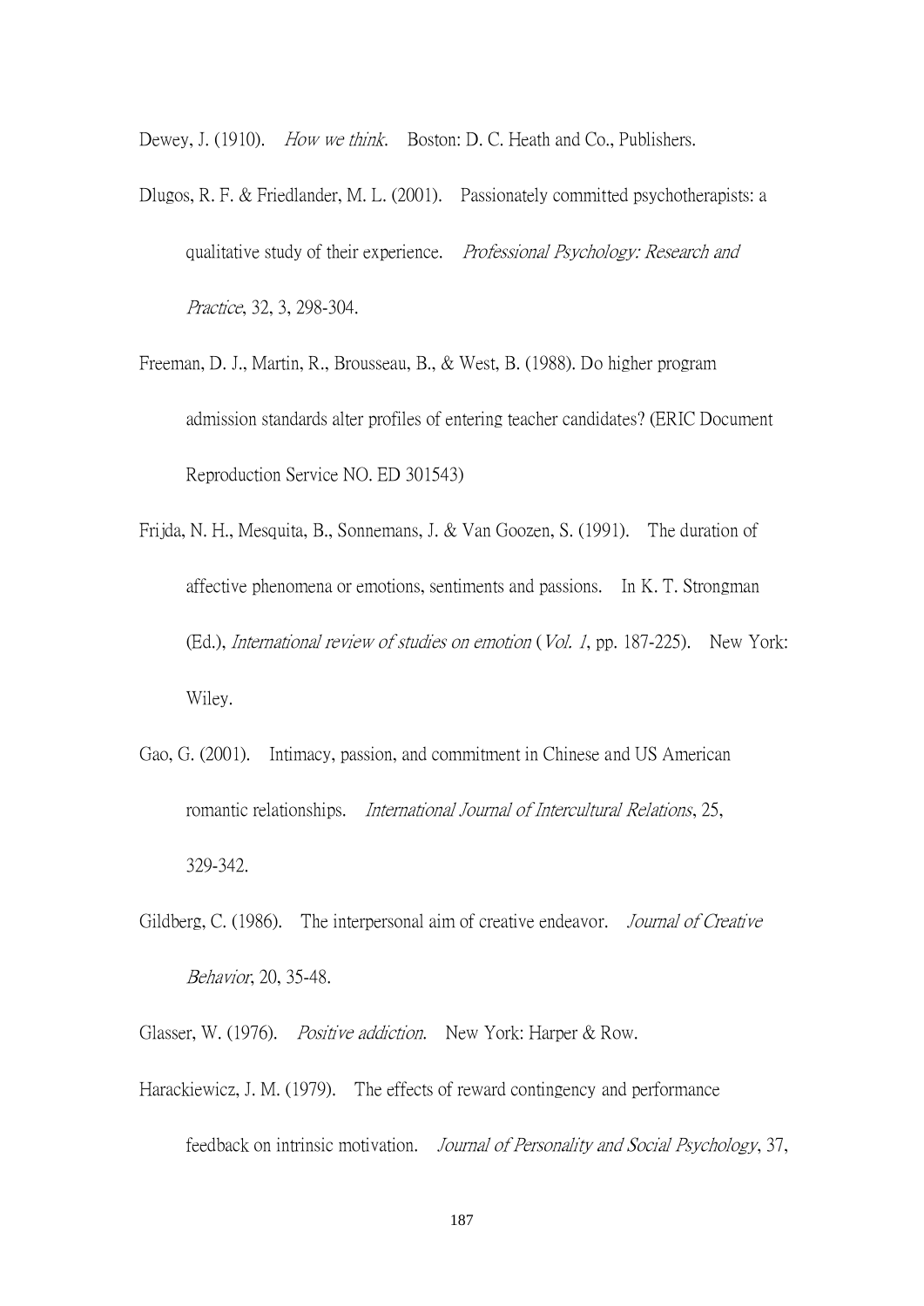Dewey, J. (1910). *How we think*. Boston: D. C. Heath and Co., Publishers.

Dlugos, R. F. & Friedlander, M. L. (2001). Passionately committed psychotherapists: a qualitative study of their experience. *Professional Psychology: Research and Practice*, 32, 3, 298-304.

Freeman, D. J., Martin, R., Brousseau, B., & West, B. (1988). Do higher program admission standards alter profiles of entering teacher candidates? (ERIC Document Reproduction Service NO. ED 301543)

Frijda, N. H., Mesquita, B., Sonnemans, J. & Van Goozen, S. (1991). The duration of affective phenomena or emotions, sentiments and passions. In K. T. Strongman (Ed.), *International review of studies on emotion* (*Vol. 1*, pp. 187-225). New York: Wiley.

Gao, G. (2001). Intimacy, passion, and commitment in Chinese and US American romantic relationships. *International Journal of Intercultural Relations*, 25, 329-342.

Gildberg, C. (1986). The interpersonal aim of creative endeavor. *Journal of Creative Behavior*, 20, 35-48.

Glasser, W. (1976). *Positive addiction*. New York: Harper & Row.

Harackiewicz, J. M. (1979). The effects of reward contingency and performance feedback on intrinsic motivation. *Journal of Personality and Social Psychology*, 37,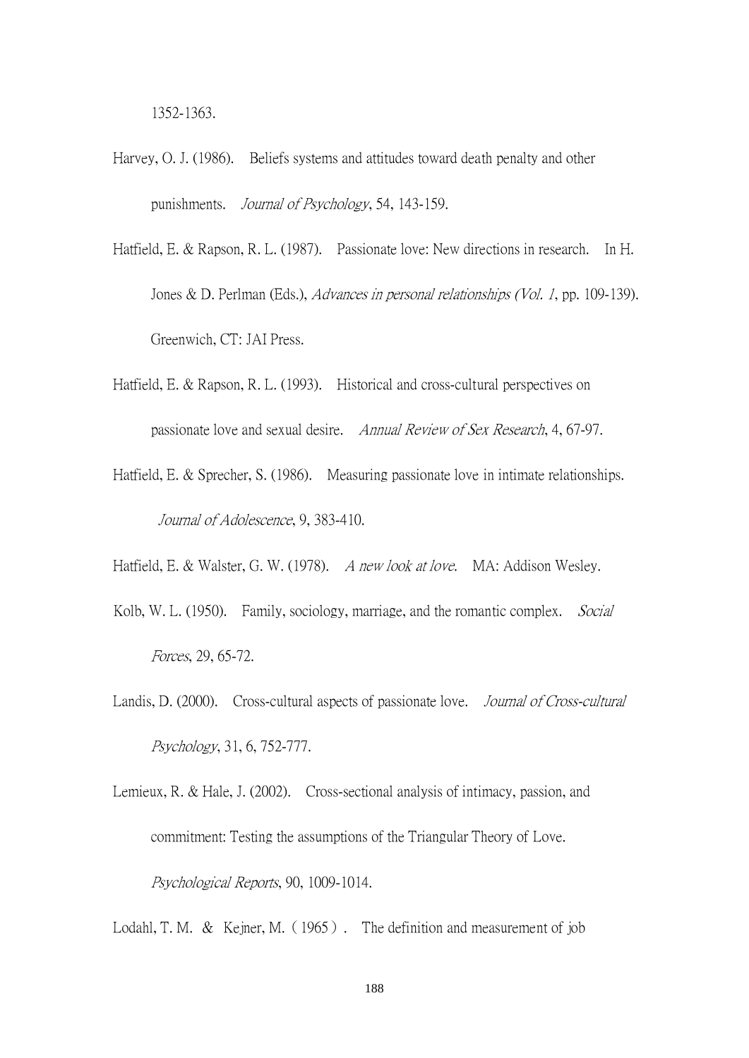1352-1363.

Harvey, O. J. (1986). Beliefs systems and attitudes toward death penalty and other punishments. *Journal of Psychology*, 54, 143-159.

Hatfield, E. & Rapson, R. L. (1987). Passionate love: New directions in research. In H. Jones & D. Perlman (Eds.), *Advances in personal relationships (Vol. 1*, pp. 109-139). Greenwich, CT: JAI Press.

Hatfield, E. & Rapson, R. L. (1993). Historical and cross-cultural perspectives on passionate love and sexual desire. *Annual Review of Sex Research*, 4, 67-97.

Hatfield, E. & Sprecher, S. (1986). Measuring passionate love in intimate relationships. *Journal of Adolescence*, 9, 383-410.

Hatfield, E. & Walster, G. W. (1978). *A new look at love*. MA: Addison Wesley.

Kolb, W. L. (1950). Family, sociology, marriage, and the romantic complex. *Social Forces*, 29, 65-72.

Landis, D. (2000). Cross-cultural aspects of passionate love. *Journal of Cross-cultural Psychology*, 31, 6, 752-777.

Lemieux, R. & Hale, J. (2002). Cross-sectional analysis of intimacy, passion, and commitment: Testing the assumptions of the Triangular Theory of Love. *Psychological Reports*, 90, 1009-1014.

Lodahl, T. M. & Kejner, M.（1965）. The definition and measurement of job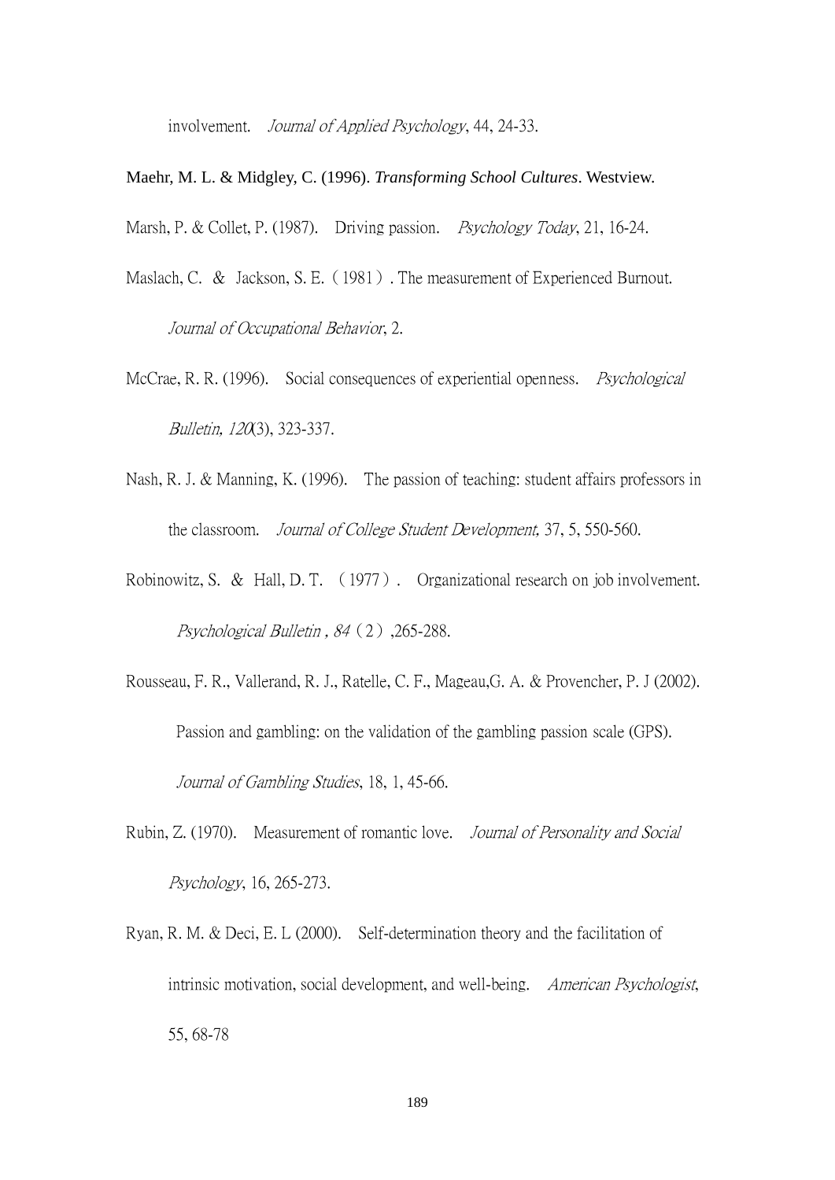involvement. *Journal of Applied Psychology*, 44, 24-33.

Maehr, M. L. & Midgley, C. (1996). *Transforming School Cultures*. Westview.

Marsh, P. & Collet, P. (1987). Driving passion. *Psychology Today*, 21, 16-24.

Maslach, C. & Jackson, S. E.（1981）. The measurement of Experienced Burnout. *Journal of Occupational Behavior*, 2.

McCrae, R. R. (1996). Social consequences of experiential openness. *Psychological Bulletin, 120*(3), 323-337.

Nash, R. J. & Manning, K. (1996). The passion of teaching: student affairs professors in the classroom. *Journal of College Student Development,* 37, 5, 550-560.

Robinowitz, S. & Hall, D. T. （1977）. Organizational research on job involvement. *Psychological Bulletin , 84*（2）,265-288.

Rousseau, F. R., Vallerand, R. J., Ratelle, C. F., Mageau,G. A. & Provencher, P. J (2002). Passion and gambling: on the validation of the gambling passion scale (GPS). *Journal of Gambling Studies*, 18, 1, 45-66.

Rubin, Z. (1970). Measurement of romantic love. *Journal of Personality and Social Psychology*, 16, 265-273.

Ryan, R. M. & Deci, E. L (2000). Self-determination theory and the facilitation of intrinsic motivation, social development, and well-being. *American Psychologist*, 55, 68-78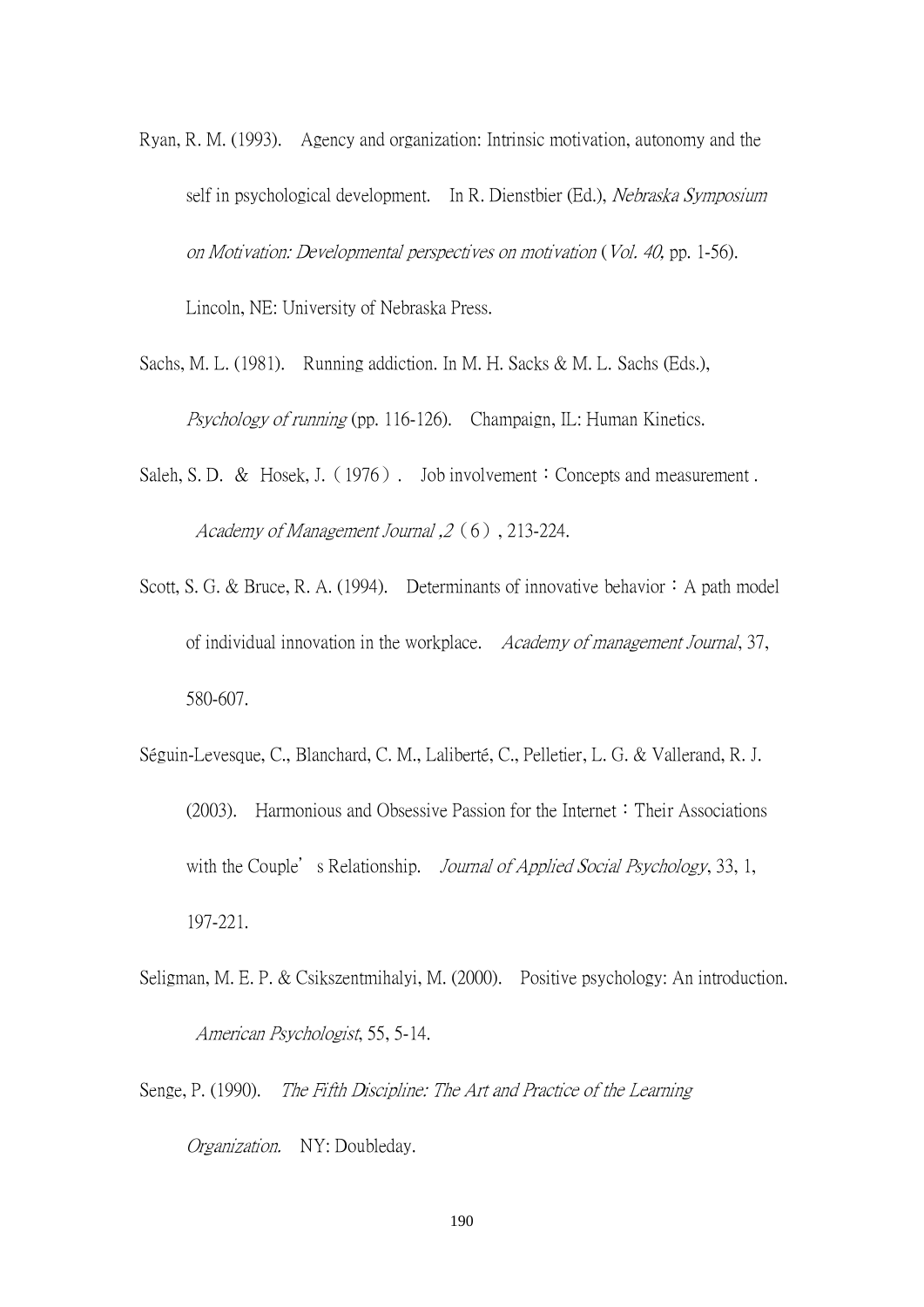Ryan, R. M. (1993). Agency and organization: Intrinsic motivation, autonomy and the self in psychological development. In R. Dienstbier (Ed.), *Nebraska Symposium on Motivation: Developmental perspectives on motivation* (*Vol. 40,* pp. 1-56). Lincoln, NE: University of Nebraska Press.

Sachs, M. L. (1981). Running addiction. In M. H. Sacks & M. L. Sachs (Eds.), *Psychology of running* (pp. 116-126). Champaign, IL: Human Kinetics.

Saleh, S. D. & Hosek, J.（1976）. Job involvement：Concepts and measurement . *Academy of Management Journal ,2*（6）, 213-224.

Scott, S. G. & Bruce, R. A. (1994). Determinants of innovative behavior：A path model of individual innovation in the workplace. *Academy of management Journal*, 37, 580-607.

Séguin-Levesque, C., Blanchard, C. M., Laliberté, C., Pelletier, L. G. & Vallerand, R. J. (2003). Harmonious and Obsessive Passion for the Internet：Their Associations with the Couple' s Relationship. *Journal of Applied Social Psychology*, 33, 1, 197-221.

Seligman, M. E. P. & Csikszentmihalyi, M. (2000). Positive psychology: An introduction. *American Psychologist*, 55, 5-14.

Senge, P. (1990). *The Fifth Discipline: The Art and Practice of the Learning Organization.* NY: Doubleday.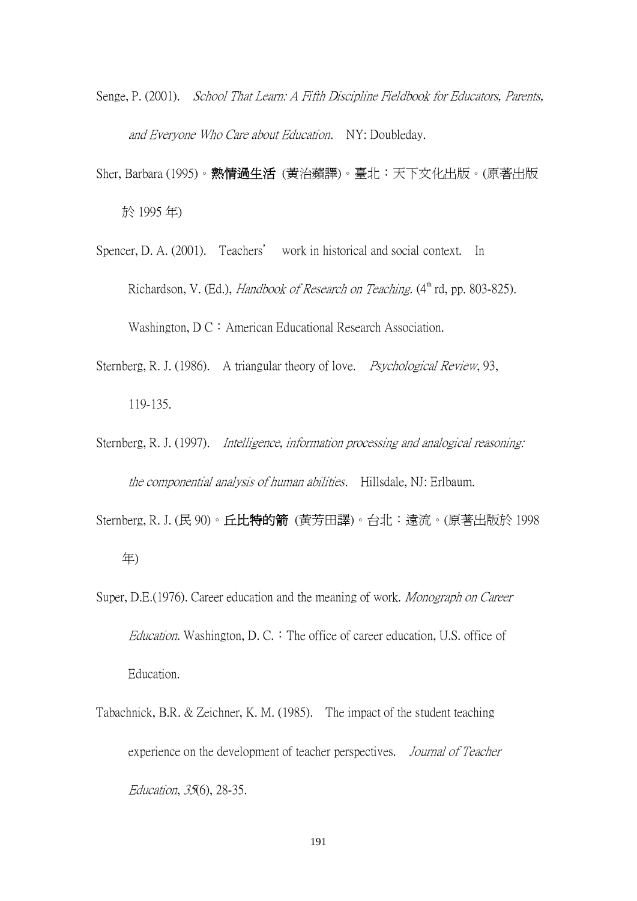Senge, P. (2001). *School That Learn: A Fifth Discipline Fieldbook for Educators, Parents, and Everyone Who Care about Education*. NY: Doubleday.

Sher, Barbara (1995)。**熱情過生活** (黃治蘋譯)。臺北：天下文化出版。(原著出版於 1995 年)

Spencer, D. A. (2001). Teachers' work in historical and social context. In Richardson, V. (Ed.), *Handbook of Research on Teaching*. (4th rd, pp. 803-825). Washington, D C：American Educational Research Association.

Sternberg, R. J. (1986). A triangular theory of love. *Psychological Review*, 93, 119-135.

Sternberg, R. J. (1997). *Intelligence, information processing and analogical reasoning: the componential analysis of human abilities*. Hillsdale, NJ: Erlbaum.

Sternberg, R. J. (民 90)。**丘比特的箭** (黃芳田譯)。台北：遠流。(原著出版於 1998 年)

Super, D.E.(1976). Career education and the meaning of work. *Monograph on Career Education*. Washington, D. C.：The office of career education, U.S. office of Education.

Tabachnick, B.R. & Zeichner, K. M. (1985). The impact of the student teaching experience on the development of teacher perspectives. *Journal of Teacher Education*, *35*(6), 28-35.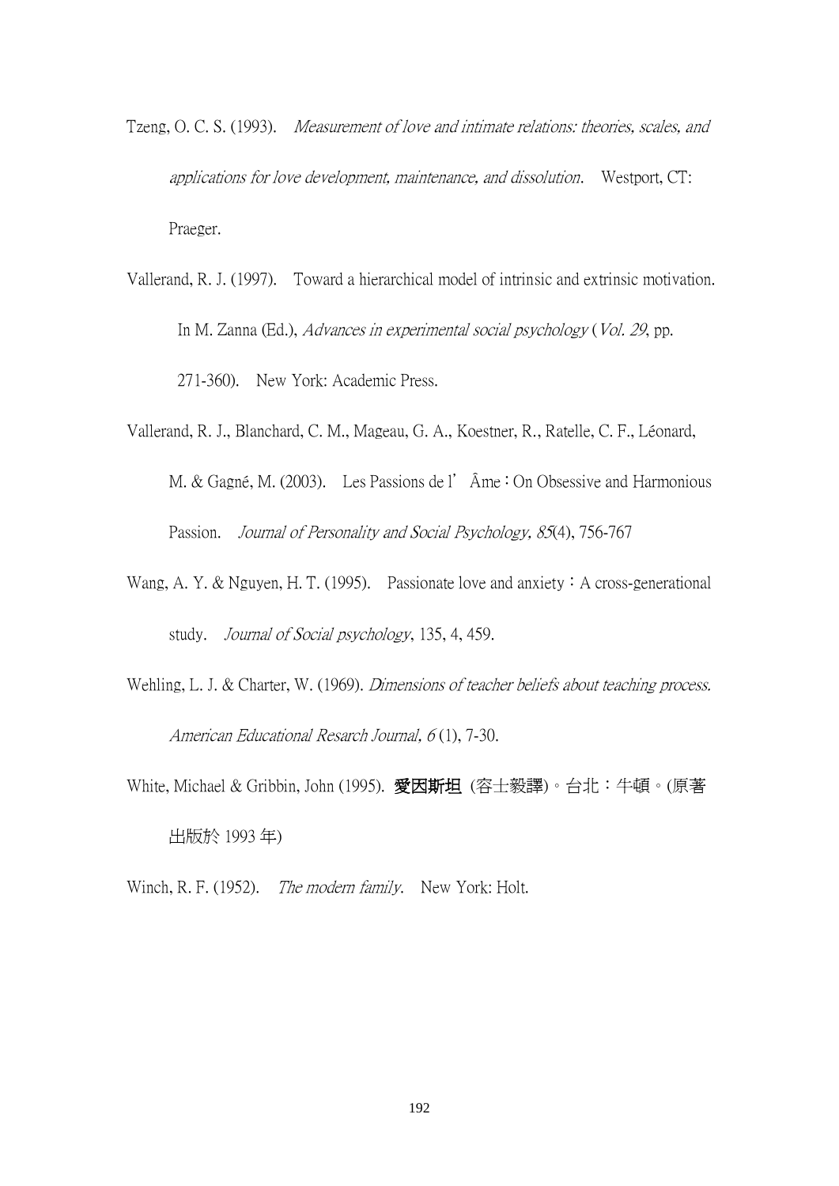Tzeng, O. C. S. (1993). *Measurement of love and intimate relations: theories, scales, and applications for love development, maintenance, and dissolution*. Westport, CT: Praeger.

Vallerand, R. J. (1997). Toward a hierarchical model of intrinsic and extrinsic motivation. In M. Zanna (Ed.), *Advances in experimental social psychology* (*Vol. 29*, pp. 271-360). New York: Academic Press.

Vallerand, R. J., Blanchard, C. M., Mageau, G. A., Koestner, R., Ratelle, C. F., Léonard, M. & Gagné, M. (2003). Les Passions de l'Âme：On Obsessive and Harmonious Passion. *Journal of Personality and Social Psychology, 85*(4), 756-767

Wang, A. Y. & Nguyen, H. T. (1995). Passionate love and anxiety：A cross-generational study. *Journal of Social psychology*, 135, 4, 459.

Wehling, L. J. & Charter, W. (1969). *Dimensions of teacher beliefs about teaching process. American Educational Resarch Journal, 6* (1), 7-30.

White, Michael & Gribbin, John (1995). **愛因斯坦** (容士毅譯)。台北：牛頓。(原著出版於 1993 年)

Winch, R. F. (1952). *The modern family*. New York: Holt.